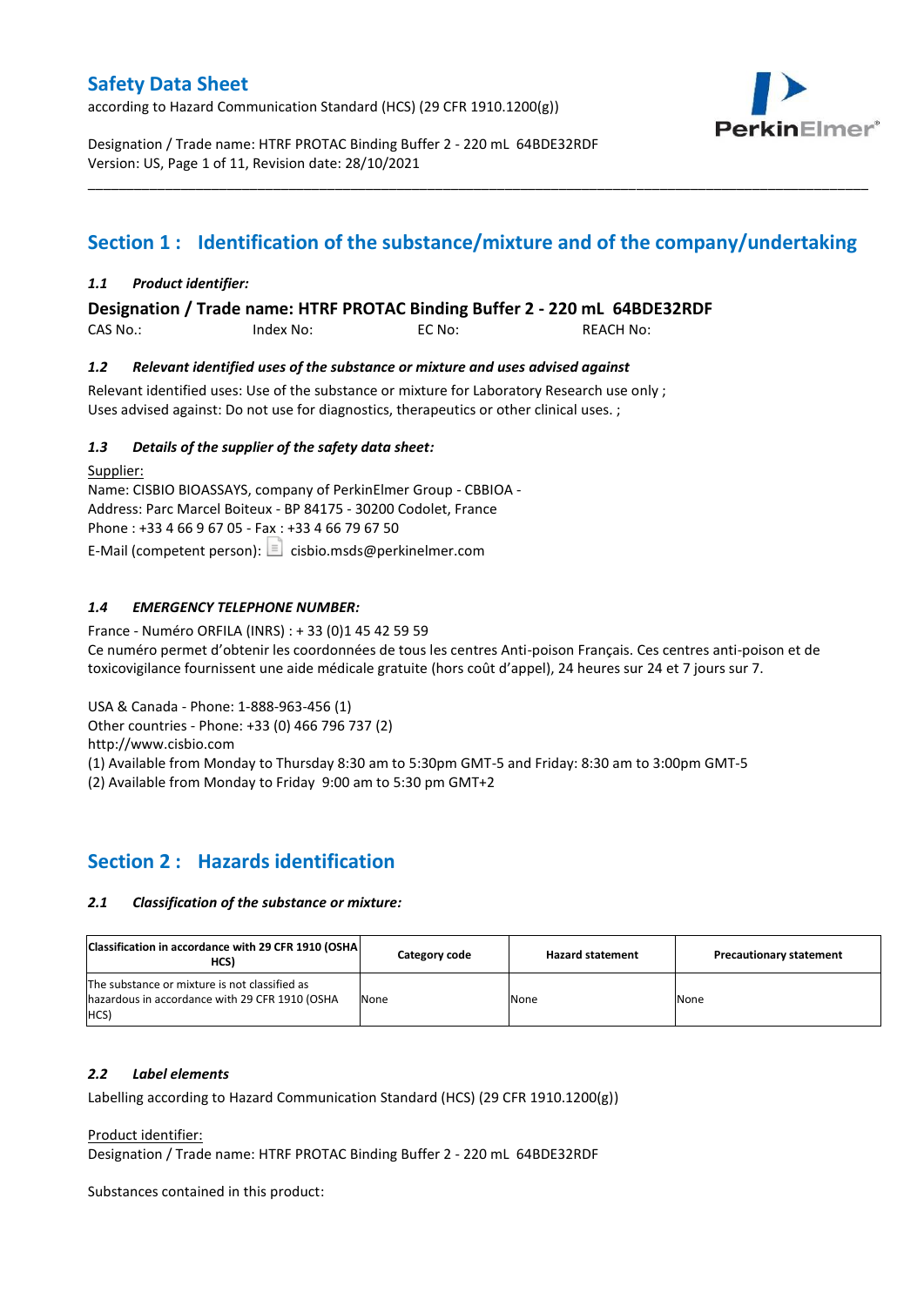# Safety Data Sheet

according to Hazard Communication Standard (HCS) (29 CFR 1910.1200(g))

Designation / Trade name: HTRF PROTAC Binding Buffer 2 - 220 mL 64BDE32RDF
Version: US, Page 1 of 11, Revision date: 28/10/2021

## Section 1 : Identification of the substance/mixture and of the company/undertaking

### *1.1 Product identifier:*

**Designation / Trade name: HTRF PROTAC Binding Buffer 2 - 220 mL 64BDE32RDF**

CAS No.: Index No: EC No: REACH No:

### *1.2 Relevant identified uses of the substance or mixture and uses advised against*

Relevant identified uses: Use of the substance or mixture for Laboratory Research use only ;
Uses advised against: Do not use for diagnostics, therapeutics or other clinical uses. ;

### *1.3 Details of the supplier of the safety data sheet:*

Supplier:
Name: CISBIO BIOASSAYS, company of PerkinElmer Group - CBBIOA -
Address: Parc Marcel Boiteux - BP 84175 - 30200 Codolet, France
Phone : +33 4 66 9 67 05 - Fax : +33 4 66 79 67 50
E-Mail (competent person): cisbio.msds@perkinelmer.com

### *1.4 EMERGENCY TELEPHONE NUMBER:*

France - Numéro ORFILA (INRS) : + 33 (0)1 45 42 59 59
Ce numéro permet d'obtenir les coordonnées de tous les centres Anti-poison Français. Ces centres anti-poison et de toxicovigilance fournissent une aide médicale gratuite (hors coût d'appel), 24 heures sur 24 et 7 jours sur 7.

USA & Canada - Phone: 1-888-963-456 (1)
Other countries - Phone: +33 (0) 466 796 737 (2)
http://www.cisbio.com
(1) Available from Monday to Thursday 8:30 am to 5:30pm GMT-5 and Friday: 8:30 am to 3:00pm GMT-5
(2) Available from Monday to Friday 9:00 am to 5:30 pm GMT+2

## Section 2 : Hazards identification

### *2.1 Classification of the substance or mixture:*

| Classification in accordance with 29 CFR 1910 (OSHA HCS) | Category code | Hazard statement | Precautionary statement |
|---|---|---|---|
| The substance or mixture is not classified as hazardous in accordance with 29 CFR 1910 (OSHA HCS) | None | None | None |

### *2.2 Label elements*

Labelling according to Hazard Communication Standard (HCS) (29 CFR 1910.1200(g))

Product identifier:
Designation / Trade name: HTRF PROTAC Binding Buffer 2 - 220 mL 64BDE32RDF

Substances contained in this product: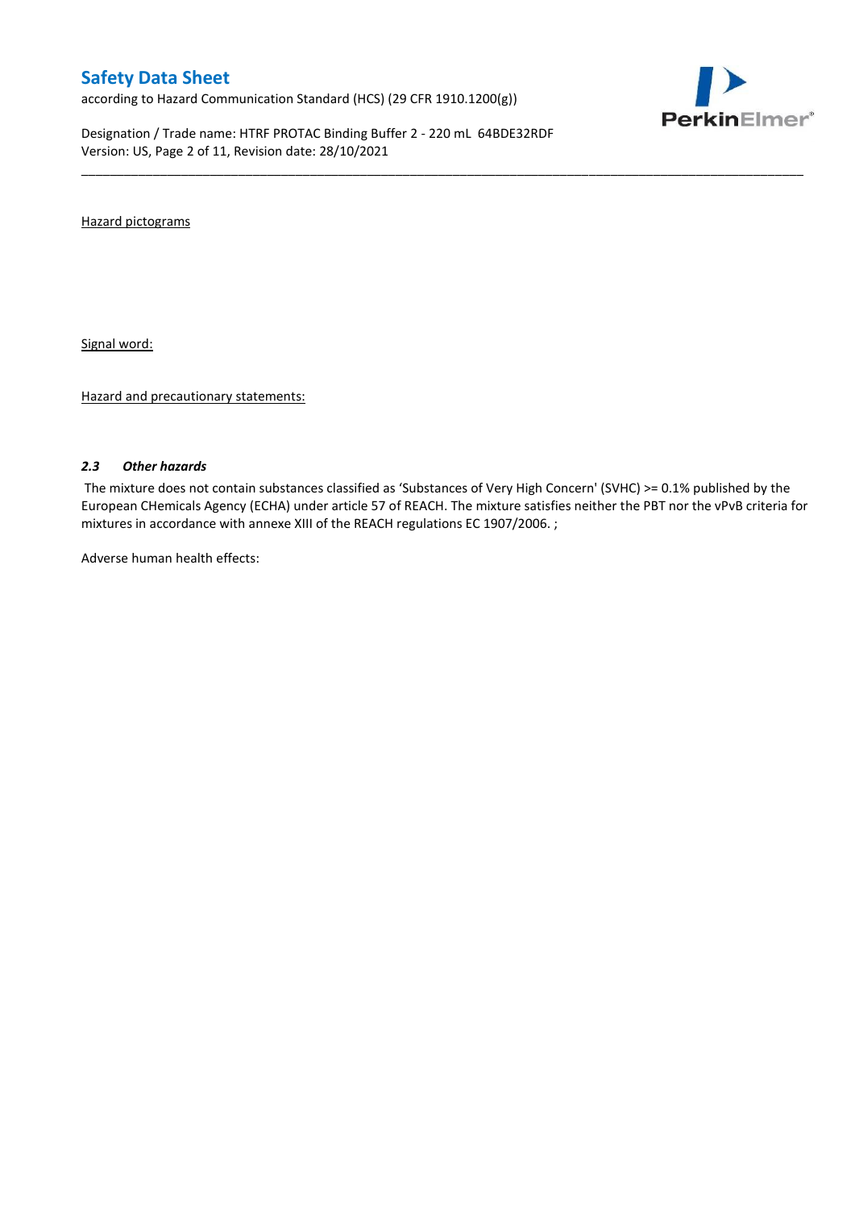Hazard pictograms

Signal word:

Hazard and precautionary statements:

### *2.3 Other hazards*

The mixture does not contain substances classified as 'Substances of Very High Concern' (SVHC) >= 0.1% published by the European CHemicals Agency (ECHA) under article 57 of REACH. The mixture satisfies neither the PBT nor the vPvB criteria for mixtures in accordance with annexe XIII of the REACH regulations EC 1907/2006. ;

Adverse human health effects: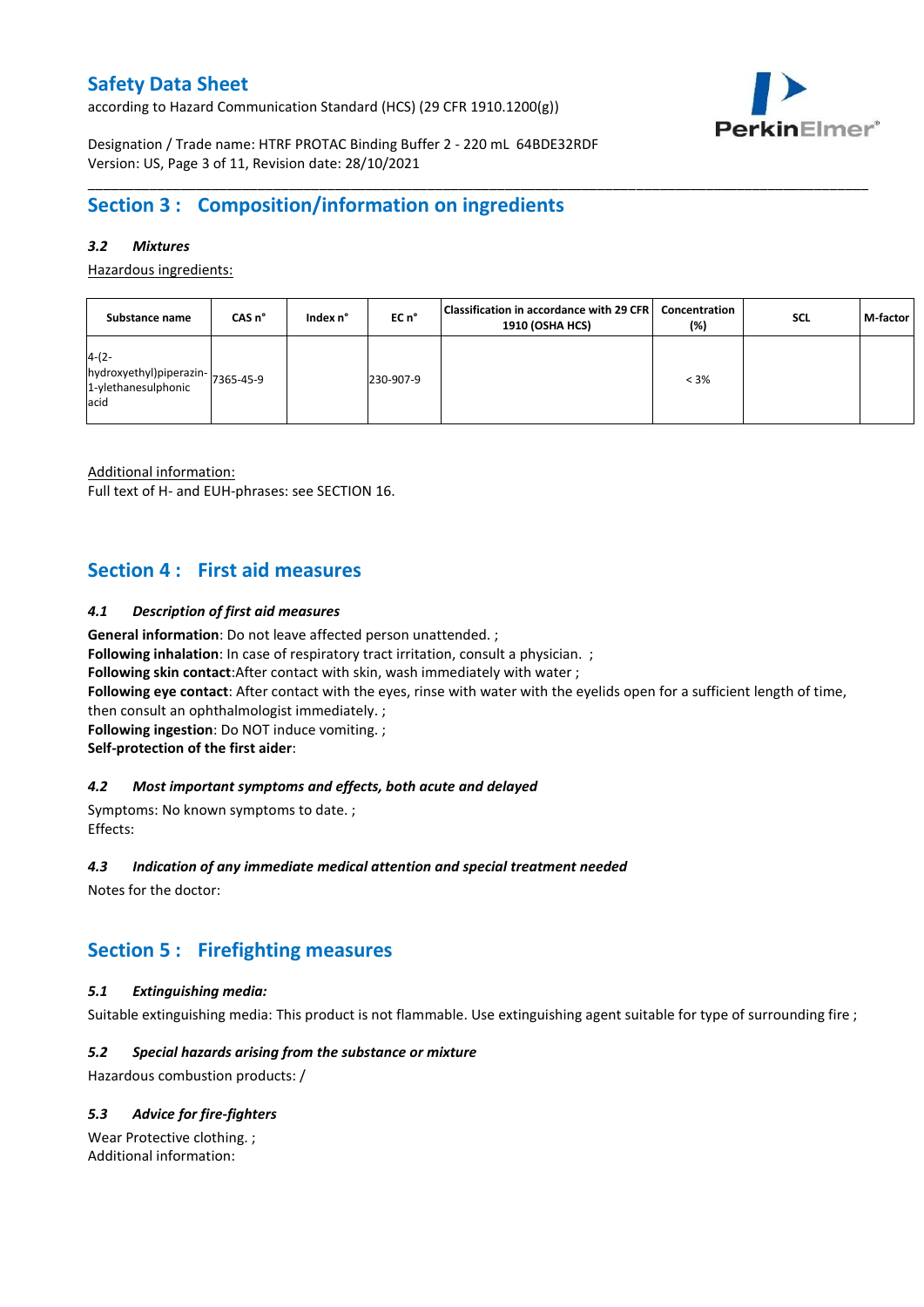## Section 3 : Composition/information on ingredients

### 3.2 Mixtures

Hazardous ingredients:

| Substance name | CAS n° | Index n° | EC n° | Classification in accordance with 29 CFR 1910 (OSHA HCS) | Concentration (%) | SCL | M-factor |
|---|---|---|---|---|---|---|---|
| 4-(2-hydroxyethyl)piperazin-1-ylethanesulphonic acid | 7365-45-9 | | 230-907-9 | | < 3% | | |

Additional information:
Full text of H- and EUH-phrases: see SECTION 16.

## Section 4 : First aid measures

### 4.1 Description of first aid measures

**General information**: Do not leave affected person unattended. ;
**Following inhalation**: In case of respiratory tract irritation, consult a physician. ;
**Following skin contact**:After contact with skin, wash immediately with water ;
**Following eye contact**: After contact with the eyes, rinse with water with the eyelids open for a sufficient length of time, then consult an ophthalmologist immediately. ;
**Following ingestion**: Do NOT induce vomiting. ;
**Self-protection of the first aider**:

### 4.2 Most important symptoms and effects, both acute and delayed

Symptoms: No known symptoms to date. ;
Effects:

### 4.3 Indication of any immediate medical attention and special treatment needed

Notes for the doctor:

## Section 5 : Firefighting measures

### 5.1 Extinguishing media:

Suitable extinguishing media: This product is not flammable. Use extinguishing agent suitable for type of surrounding fire ;

### 5.2 Special hazards arising from the substance or mixture

Hazardous combustion products: /

### 5.3 Advice for fire-fighters

Wear Protective clothing. ;
Additional information: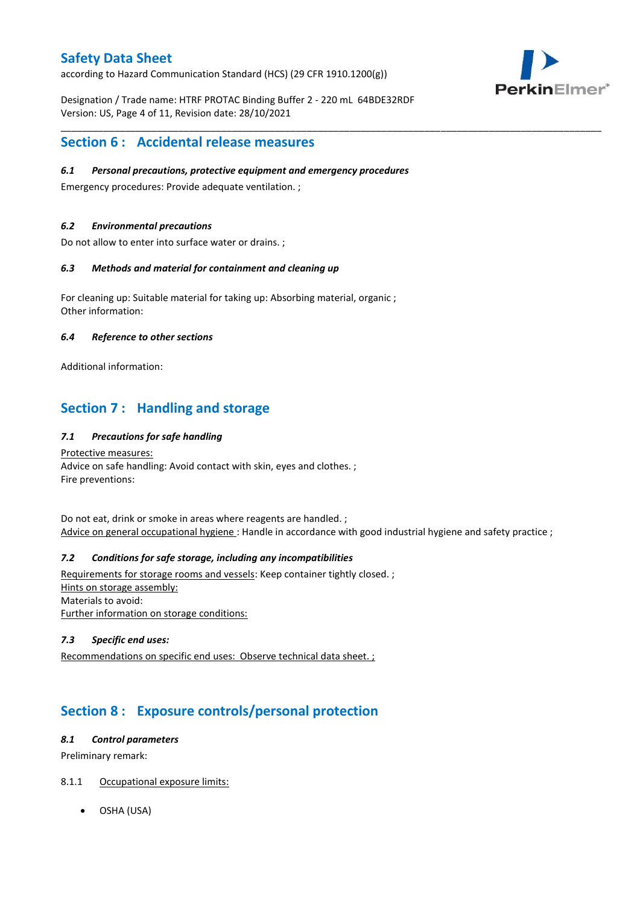## Section 6 : Accidental release measures

### *6.1 Personal precautions, protective equipment and emergency procedures*

Emergency procedures: Provide adequate ventilation. ;

### *6.2 Environmental precautions*

Do not allow to enter into surface water or drains. ;

### *6.3 Methods and material for containment and cleaning up*

For cleaning up: Suitable material for taking up: Absorbing material, organic ;
Other information:

### *6.4 Reference to other sections*

Additional information:

## Section 7 : Handling and storage

### *7.1 Precautions for safe handling*

Protective measures:
Advice on safe handling: Avoid contact with skin, eyes and clothes. ;
Fire preventions:

Do not eat, drink or smoke in areas where reagents are handled. ;
Advice on general occupational hygiene : Handle in accordance with good industrial hygiene and safety practice ;

### *7.2 Conditions for safe storage, including any incompatibilities*

Requirements for storage rooms and vessels: Keep container tightly closed. ;
Hints on storage assembly:
Materials to avoid:
Further information on storage conditions:

### *7.3 Specific end uses:*

Recommendations on specific end uses: Observe technical data sheet. ;

## Section 8 : Exposure controls/personal protection

### *8.1 Control parameters*

Preliminary remark:

8.1.1 Occupational exposure limits:

- OSHA (USA)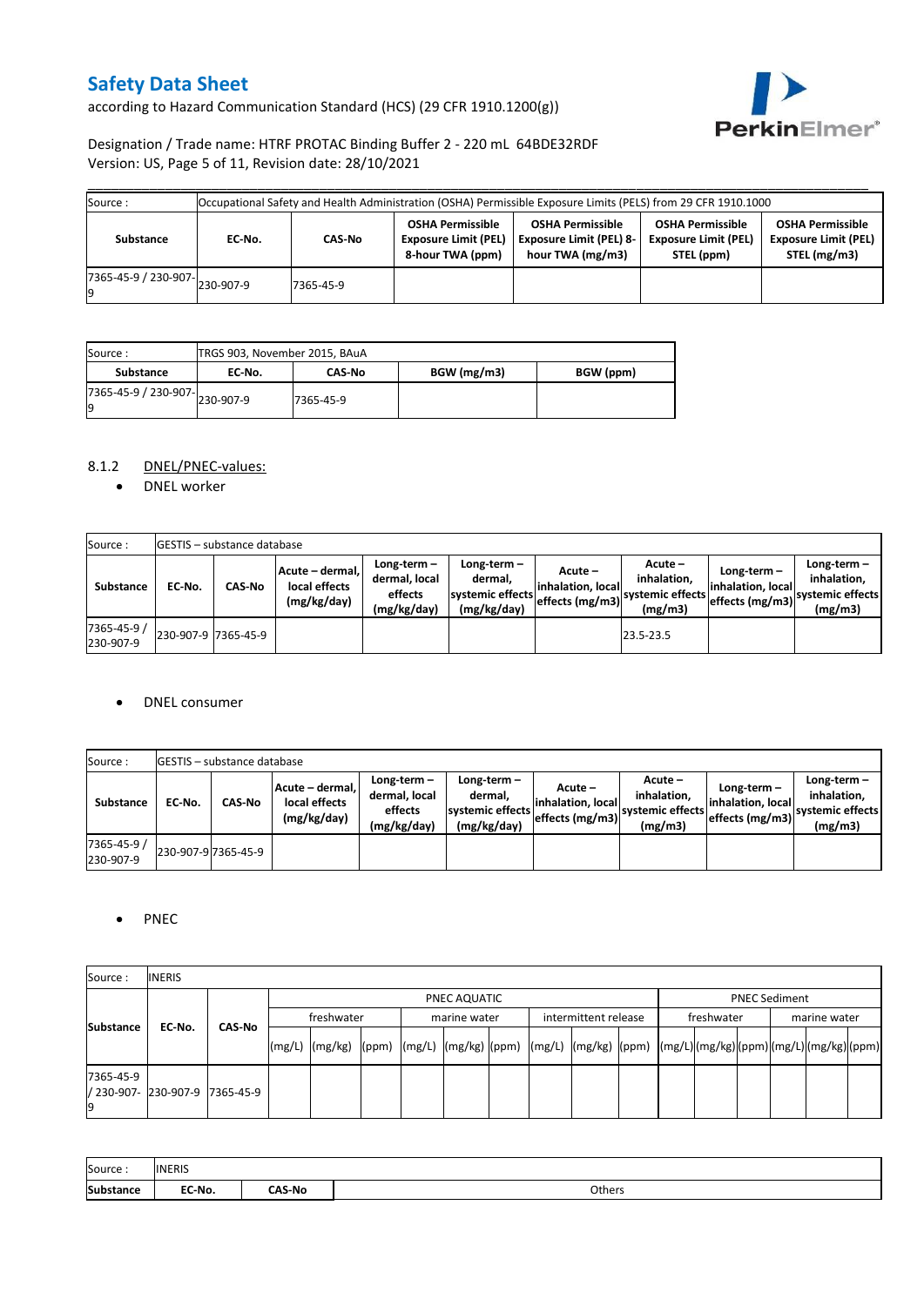# Safety Data Sheet

according to Hazard Communication Standard (HCS) (29 CFR 1910.1200(g))

Designation / Trade name: HTRF PROTAC Binding Buffer 2 - 220 mL 64BDE32RDF
Version: US, Page 5 of 11, Revision date: 28/10/2021

| Source : | Occupational Safety and Health Administration (OSHA) Permissible Exposure Limits (PELS) from 29 CFR 1910.1000 | | | | | |
|---|---|---|---|---|---|---|
| **Substance** | **EC-No.** | **CAS-No** | **OSHA Permissible Exposure Limit (PEL) 8-hour TWA (ppm)** | **OSHA Permissible Exposure Limit (PEL) 8-hour TWA (mg/m3)** | **OSHA Permissible Exposure Limit (PEL) STEL (ppm)** | **OSHA Permissible Exposure Limit (PEL) STEL (mg/m3)** |
| 7365-45-9 / 230-907-9 | 230-907-9 | 7365-45-9 | | | | |

| Source : | TRGS 903, November 2015, BAuA | | | |
|---|---|---|---|---|
| **Substance** | **EC-No.** | **CAS-No** | **BGW (mg/m3)** | **BGW (ppm)** |
| 7365-45-9 / 230-907-9 | 230-907-9 | 7365-45-9 | | |

8.1.2 DNEL/PNEC-values:

- DNEL worker

| Source : | GESTIS – substance database | | | | | | | | | |
|---|---|---|---|---|---|---|---|---|---|---|
| **Substance** | **EC-No.** | **CAS-No** | **Acute – dermal, local effects (mg/kg/day)** | **Long-term – dermal, local effects (mg/kg/day)** | **Long-term – dermal, systemic effects (mg/kg/day)** | **Acute – inhalation, local effects (mg/m3)** | **Acute – inhalation, systemic effects (mg/m3)** | **Long-term – inhalation, local effects (mg/m3)** | **Long-term – inhalation, systemic effects (mg/m3)** |
| 7365-45-9 / 230-907-9 | 230-907-9 | 7365-45-9 | | | | | 23.5-23.5 | | |

- DNEL consumer

| Source : | GESTIS – substance database | | | | | | | | |
|---|---|---|---|---|---|---|---|---|---|
| **Substance** | **EC-No.** | **CAS-No** | **Acute – dermal, local effects (mg/kg/day)** | **Long-term – dermal, local effects (mg/kg/day)** | **Long-term – dermal, systemic effects (mg/kg/day)** | **Acute – inhalation, local effects (mg/m3)** | **Acute – inhalation, systemic effects (mg/m3)** | **Long-term – inhalation, local effects (mg/m3)** | **Long-term – inhalation, systemic effects (mg/m3)** |
| 7365-45-9 / 230-907-9 | 230-907-9 | 7365-45-9 | | | | | | | |

- PNEC

| Source : | INERIS | | | | | | | | | | | | | | | | | | | | |
|---|---|---|---|---|---|---|---|---|---|---|---|---|---|---|---|---|---|---|---|---|---|
| **Substance** | **EC-No.** | **CAS-No** | PNEC AQUATIC | | | | | | | | | PNEC Sediment | | | | | |
| | | | freshwater | | | marine water | | | intermittent release | | | freshwater | | | marine water | | |
| | | | (mg/L) | (mg/kg) | (ppm) | (mg/L) | (mg/kg) | (ppm) | (mg/L) | (mg/kg) | (ppm) | (mg/L) | (mg/kg) | (ppm) | (mg/L) | (mg/kg) | (ppm) |
| 7365-45-9 / 230-907-9 | 230-907-9 | 7365-45-9 | | | | | | | | | | | | | | | |

| Source : | INERIS | | |
|---|---|---|---|
| **Substance** | **EC-No.** | **CAS-No** | Others |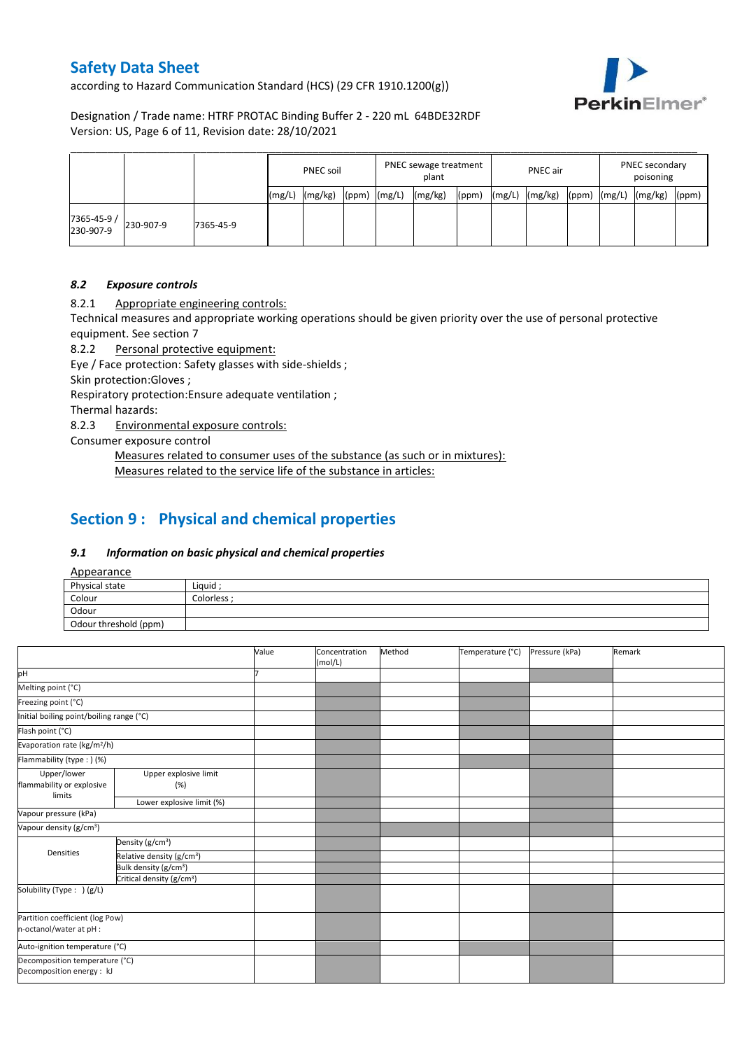| | | | PNEC soil | | | PNEC sewage treatment plant | | | PNEC air | | | PNEC secondary poisoning | | |
|---|---|---|---|---|---|---|---|---|---|---|---|---|---|---|
| | | | (mg/L) | (mg/kg) | (ppm) | (mg/L) | (mg/kg) | (ppm) | (mg/L) | (mg/kg) | (ppm) | (mg/L) | (mg/kg) | (ppm) |
| 7365-45-9 / 230-907-9 | 230-907-9 | 7365-45-9 | | | | | | | | | | | | |

### 8.2 *Exposure controls*

8.2.1 Appropriate engineering controls:

Technical measures and appropriate working operations should be given priority over the use of personal protective equipment. See section 7

8.2.2 Personal protective equipment:

Eye / Face protection: Safety glasses with side-shields ;

Skin protection:Gloves ;

Respiratory protection:Ensure adequate ventilation ;

Thermal hazards:

8.2.3 Environmental exposure controls:

Consumer exposure control

Measures related to consumer uses of the substance (as such or in mixtures):

Measures related to the service life of the substance in articles:

## Section 9 : Physical and chemical properties

### 9.1 *Information on basic physical and chemical properties*

Appearance

| | |
|---|---|
| Physical state | Liquid ; |
| Colour | Colorless ; |
| Odour | |
| Odour threshold (ppm) | |

| | | Value | Concentration (mol/L) | Method | Temperature (°C) | Pressure (kPa) | Remark |
|---|---|---|---|---|---|---|---|
| pH | | 7 | | | | | |
| Melting point (°C) | | | | | | | |
| Freezing point (°C) | | | | | | | |
| Initial boiling point/boiling range (°C) | | | | | | | |
| Flash point (°C) | | | | | | | |
| Evaporation rate (kg/m²/h) | | | | | | | |
| Flammability (type : ) (%) | | | | | | | |
| Upper/lower flammability or explosive limits | Upper explosive limit (%) | | | | | | |
| | Lower explosive limit (%) | | | | | | |
| Vapour pressure (kPa) | | | | | | | |
| Vapour density (g/cm³) | | | | | | | |
| Densities | Density (g/cm³) | | | | | | |
| | Relative density (g/cm³) | | | | | | |
| | Bulk density (g/cm³) | | | | | | |
| | Critical density (g/cm³) | | | | | | |
| Solubility (Type : ) (g/L) | | | | | | | |
| Partition coefficient (log Pow) n-octanol/water at pH : | | | | | | | |
| Auto-ignition temperature (°C) | | | | | | | |
| Decomposition temperature (°C) Decomposition energy : kJ | | | | | | | |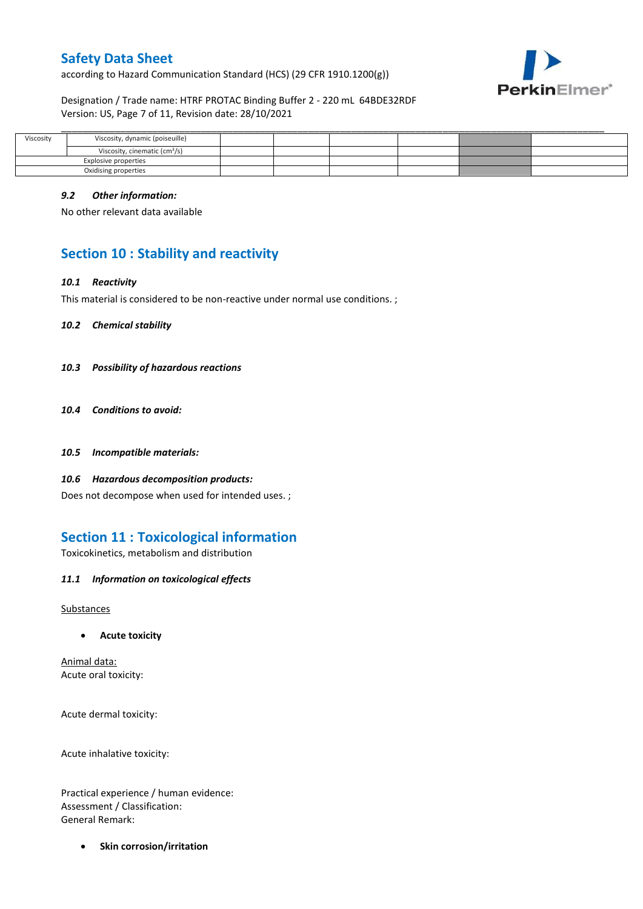| Viscosity | Viscosity, dynamic (poiseuille) | | | | | | |
|---|---|---|---|---|---|---|---|
| | Viscosity, cinematic (cm³/s) | | | | | | |
| Explosive properties | | | | | | | |
| Oxidising properties | | | | | | | |

### *9.2 Other information:*

No other relevant data available

## Section 10 : Stability and reactivity

### *10.1 Reactivity*

This material is considered to be non-reactive under normal use conditions. ;

### *10.2 Chemical stability*

### *10.3 Possibility of hazardous reactions*

### *10.4 Conditions to avoid:*

### *10.5 Incompatible materials:*

### *10.6 Hazardous decomposition products:*

Does not decompose when used for intended uses. ;

## Section 11 : Toxicological information

Toxicokinetics, metabolism and distribution

### *11.1 Information on toxicological effects*

Substances

- **Acute toxicity**

Animal data:
Acute oral toxicity:

Acute dermal toxicity:

Acute inhalative toxicity:

Practical experience / human evidence:
Assessment / Classification:
General Remark:

- **Skin corrosion/irritation**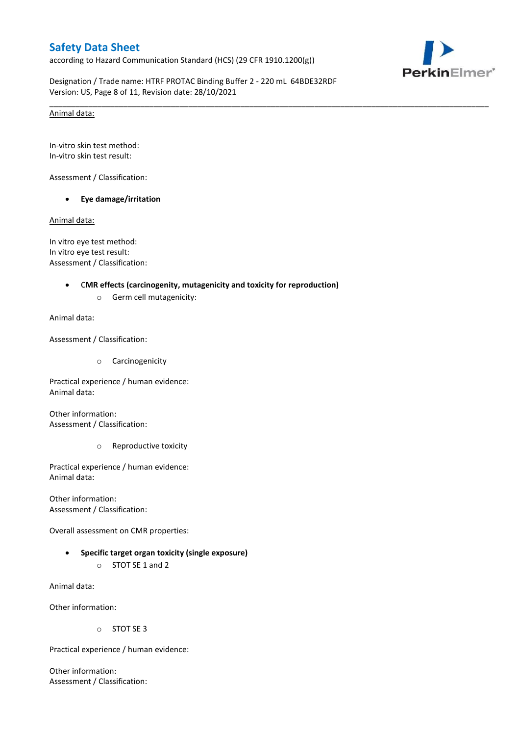Animal data:

In-vitro skin test method:
In-vitro skin test result:

Assessment / Classification:

- **Eye damage/irritation**

Animal data:

In vitro eye test method:
In vitro eye test result:
Assessment / Classification:

- **CMR effects (carcinogenity, mutagenicity and toxicity for reproduction)**
  - Germ cell mutagenicity:

Animal data:

Assessment / Classification:

- Carcinogenicity

Practical experience / human evidence:
Animal data:

Other information:
Assessment / Classification:

- Reproductive toxicity

Practical experience / human evidence:
Animal data:

Other information:
Assessment / Classification:

Overall assessment on CMR properties:

- **Specific target organ toxicity (single exposure)**
  - STOT SE 1 and 2

Animal data:

Other information:

- STOT SE 3

Practical experience / human evidence:

Other information:
Assessment / Classification: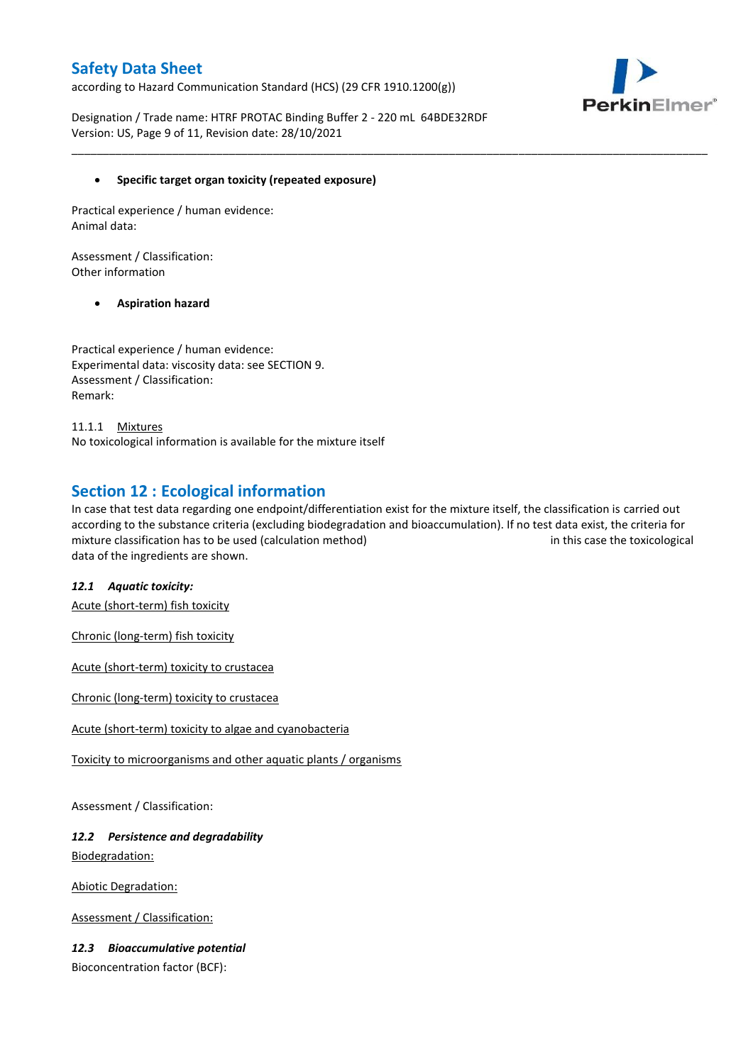- **Specific target organ toxicity (repeated exposure)**

Practical experience / human evidence:
Animal data:

Assessment / Classification:
Other information

- **Aspiration hazard**

Practical experience / human evidence:
Experimental data: viscosity data: see SECTION 9.
Assessment / Classification:
Remark:

11.1.1 Mixtures
No toxicological information is available for the mixture itself

## Section 12 : Ecological information

In case that test data regarding one endpoint/differentiation exist for the mixture itself, the classification is carried out according to the substance criteria (excluding biodegradation and bioaccumulation). If no test data exist, the criteria for mixture classification has to be used (calculation method) in this case the toxicological data of the ingredients are shown.

### *12.1 Aquatic toxicity:*

Acute (short-term) fish toxicity

Chronic (long-term) fish toxicity

Acute (short-term) toxicity to crustacea

Chronic (long-term) toxicity to crustacea

Acute (short-term) toxicity to algae and cyanobacteria

Toxicity to microorganisms and other aquatic plants / organisms

Assessment / Classification:

### *12.2 Persistence and degradability*

Biodegradation:

Abiotic Degradation:

Assessment / Classification:

### *12.3 Bioaccumulative potential*

Bioconcentration factor (BCF):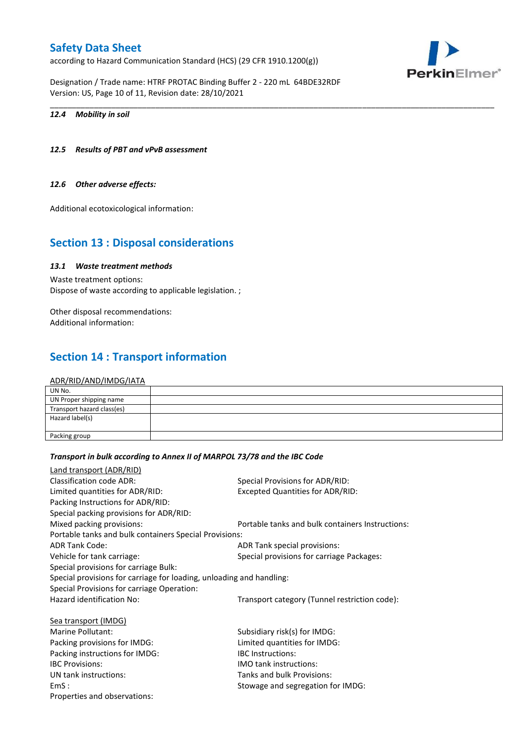### 12.4 Mobility in soil

### 12.5 Results of PBT and vPvB assessment

### 12.6 Other adverse effects:

Additional ecotoxicological information:

## Section 13 : Disposal considerations

### 13.1 Waste treatment methods

Waste treatment options:
Dispose of waste according to applicable legislation. ;

Other disposal recommendations:
Additional information:

## Section 14 : Transport information

ADR/RID/AND/IMDG/IATA

| UN No. | |
|---|---|
| UN Proper shipping name | |
| Transport hazard class(es) | |
| Hazard label(s) | |
| Packing group | |

***Transport in bulk according to Annex II of MARPOL 73/78 and the IBC Code***

Land transport (ADR/RID)

Classification code ADR:
Special Provisions for ADR/RID:
Limited quantities for ADR/RID:
Excepted Quantities for ADR/RID:
Packing Instructions for ADR/RID:
Special packing provisions for ADR/RID:
Mixed packing provisions:
Portable tanks and bulk containers Instructions:
Portable tanks and bulk containers Special Provisions:
ADR Tank Code:
ADR Tank special provisions:
Vehicle for tank carriage:
Special provisions for carriage Packages:
Special provisions for carriage Bulk:
Special provisions for carriage for loading, unloading and handling:
Special Provisions for carriage Operation:
Hazard identification No:
Transport category (Tunnel restriction code):

Sea transport (IMDG)

Marine Pollutant:
Subsidiary risk(s) for IMDG:
Packing provisions for IMDG:
Limited quantities for IMDG:
Packing instructions for IMDG:
IBC Instructions:
IBC Provisions:
IMO tank instructions:
UN tank instructions:
Tanks and bulk Provisions:
EmS :
Stowage and segregation for IMDG:
Properties and observations: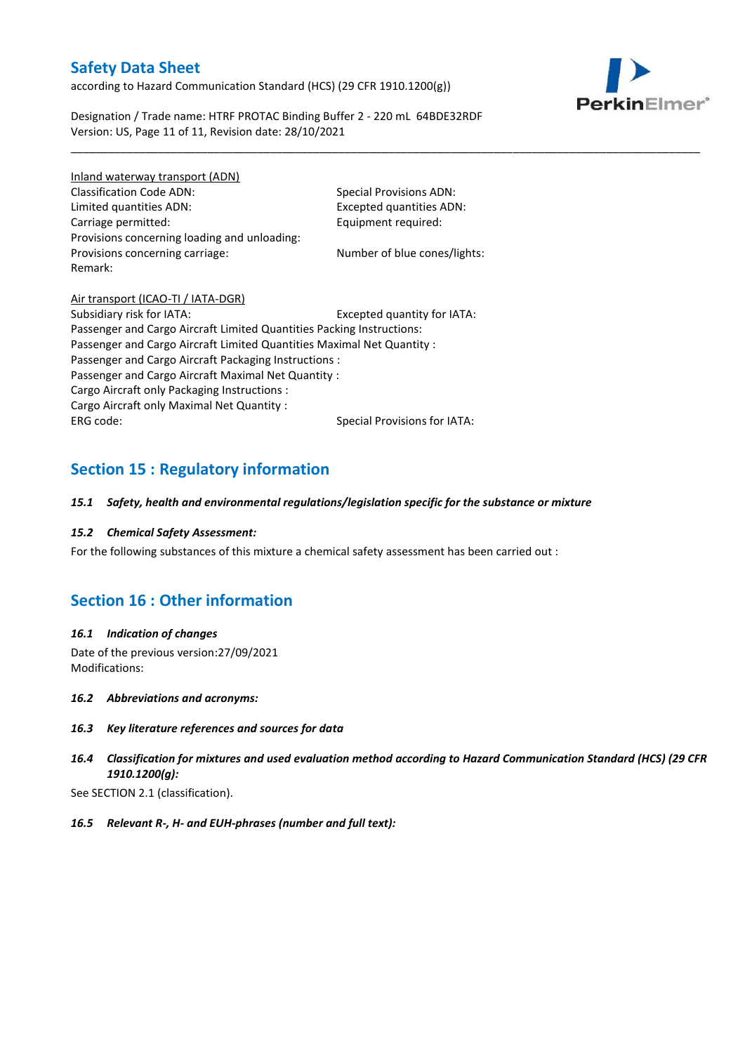Inland waterway transport (ADN)

Classification Code ADN:
Special Provisions ADN:
Limited quantities ADN:
Excepted quantities ADN:
Carriage permitted:
Equipment required:
Provisions concerning loading and unloading:
Provisions concerning carriage:
Number of blue cones/lights:
Remark:

Air transport (ICAO-TI / IATA-DGR)

Subsidiary risk for IATA:
Excepted quantity for IATA:
Passenger and Cargo Aircraft Limited Quantities Packing Instructions:
Passenger and Cargo Aircraft Limited Quantities Maximal Net Quantity :
Passenger and Cargo Aircraft Packaging Instructions :
Passenger and Cargo Aircraft Maximal Net Quantity :
Cargo Aircraft only Packaging Instructions :
Cargo Aircraft only Maximal Net Quantity :
ERG code:
Special Provisions for IATA:

## Section 15 : Regulatory information

### *15.1 Safety, health and environmental regulations/legislation specific for the substance or mixture*

### *15.2 Chemical Safety Assessment:*

For the following substances of this mixture a chemical safety assessment has been carried out :

## Section 16 : Other information

### *16.1 Indication of changes*

Date of the previous version:27/09/2021
Modifications:

### *16.2 Abbreviations and acronyms:*

### *16.3 Key literature references and sources for data*

### *16.4 Classification for mixtures and used evaluation method according to Hazard Communication Standard (HCS) (29 CFR 1910.1200(g):*

See SECTION 2.1 (classification).

### *16.5 Relevant R-, H- and EUH-phrases (number and full text):*